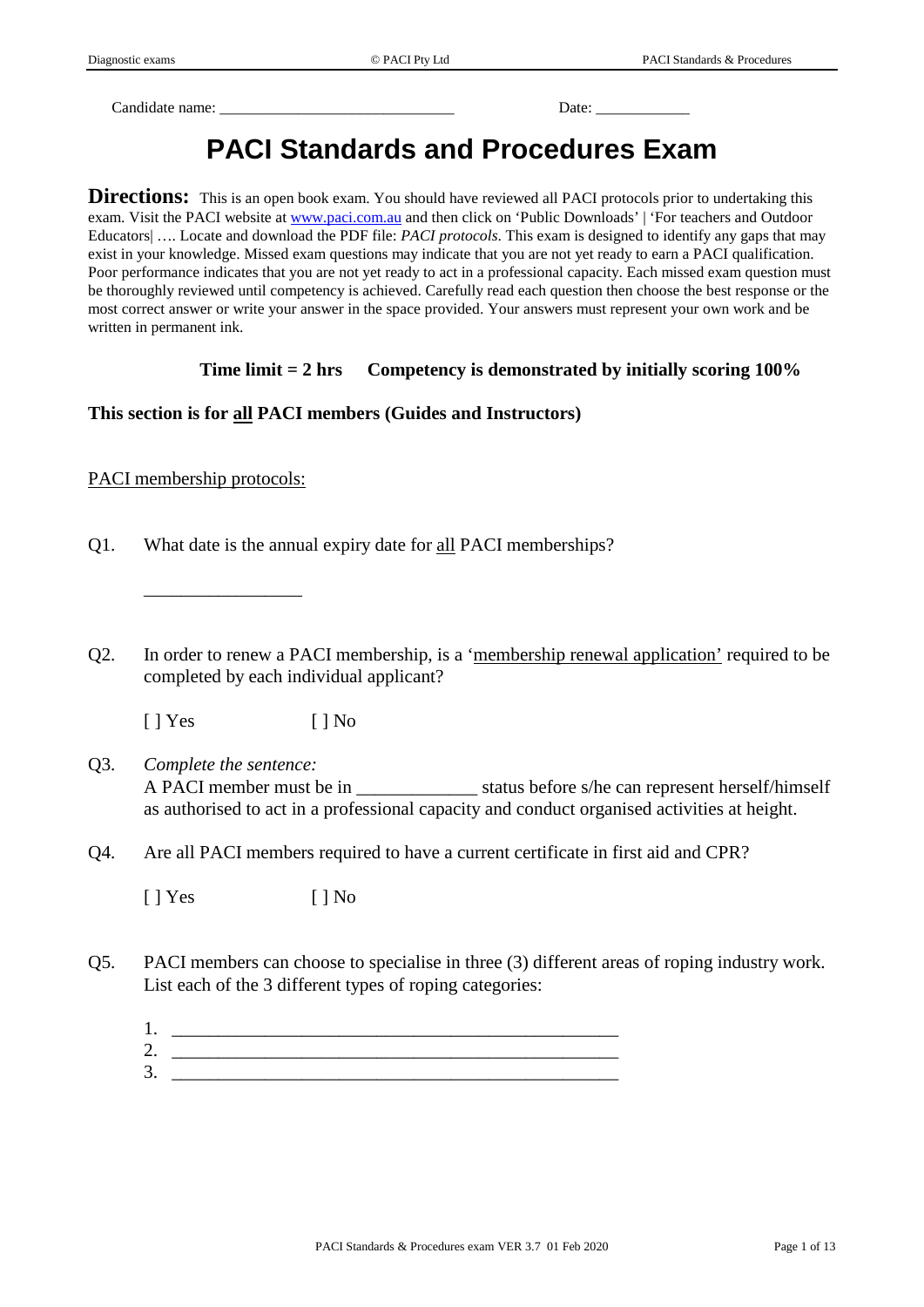Candidate name: ______________________________ Date: ____________

# PACI Standards and Procedures Exam

**Directions:** This is an open book exam. You should have reviewed all PACI protocols prior to undertaking this exam. Visit the PACI website at www.paci.com.au and then click on 'Public Downloads' | 'For teachers and Outdoor Educators| …. Locate and download the PDF file: *PACI protocols*. This exam is designed to identify any gaps that may exist in your knowledge. Missed exam questions may indicate that you are not yet ready to earn a PACI qualification. Poor performance indicates that you are not yet ready to act in a professional capacity. Each missed exam question must be thoroughly reviewed until competency is achieved. Carefully read each question then choose the best response or the most correct answer or write your answer in the space provided. Your answers must represent your own work and be written in permanent ink.

**Time limit = 2 hrs     Competency is demonstrated by initially scoring 100%**

**This section is for all PACI members (Guides and Instructors)**

PACI membership protocols:

Q1. What date is the annual expiry date for all PACI memberships?

__________________

Q2. In order to renew a PACI membership, is a 'membership renewal application' required to be completed by each individual applicant?

[ ] Yes [ ] No

Q3. *Complete the sentence:*
A PACI member must be in _____________ status before s/he can represent herself/himself as authorised to act in a professional capacity and conduct organised activities at height.

Q4. Are all PACI members required to have a current certificate in first aid and CPR?

[ ] Yes [ ] No

Q5. PACI members can choose to specialise in three (3) different areas of roping industry work. List each of the 3 different types of roping categories:

1. ___________________________________________________
2. ___________________________________________________
3. ___________________________________________________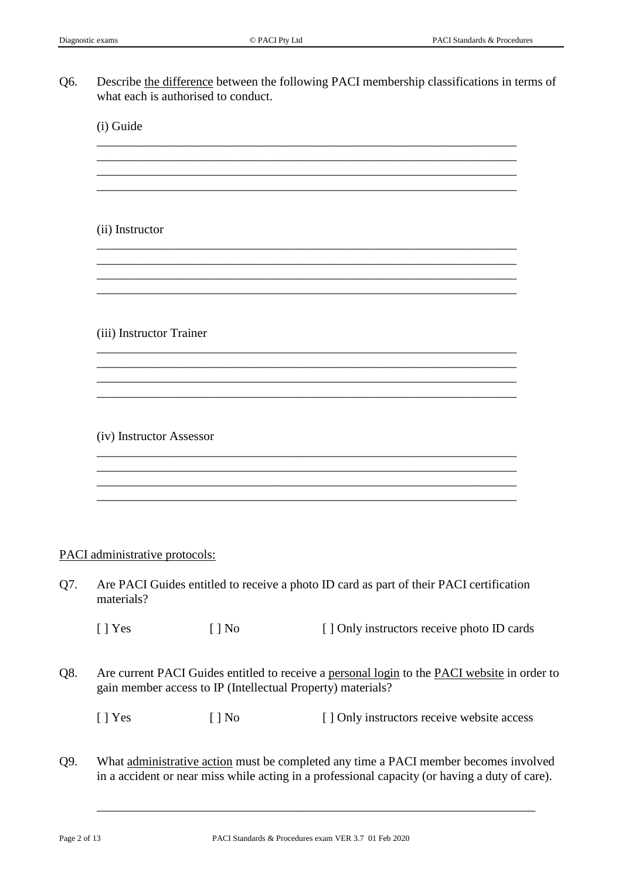Q6. Describe <u>the difference</u> between the following PACI membership classifications in terms of what each is authorised to conduct.

(i) Guide

\_\_\_\_\_\_\_\_\_\_\_\_\_\_\_\_\_\_\_\_\_\_\_\_\_\_\_\_\_\_\_\_\_\_\_\_\_\_\_\_\_\_\_\_\_\_\_\_\_\_\_\_\_\_\_\_\_\_\_\_\_\_\_\_\_\_
\_\_\_\_\_\_\_\_\_\_\_\_\_\_\_\_\_\_\_\_\_\_\_\_\_\_\_\_\_\_\_\_\_\_\_\_\_\_\_\_\_\_\_\_\_\_\_\_\_\_\_\_\_\_\_\_\_\_\_\_\_\_\_\_\_\_
\_\_\_\_\_\_\_\_\_\_\_\_\_\_\_\_\_\_\_\_\_\_\_\_\_\_\_\_\_\_\_\_\_\_\_\_\_\_\_\_\_\_\_\_\_\_\_\_\_\_\_\_\_\_\_\_\_\_\_\_\_\_\_\_\_\_
\_\_\_\_\_\_\_\_\_\_\_\_\_\_\_\_\_\_\_\_\_\_\_\_\_\_\_\_\_\_\_\_\_\_\_\_\_\_\_\_\_\_\_\_\_\_\_\_\_\_\_\_\_\_\_\_\_\_\_\_\_\_\_\_\_\_

(ii) Instructor

\_\_\_\_\_\_\_\_\_\_\_\_\_\_\_\_\_\_\_\_\_\_\_\_\_\_\_\_\_\_\_\_\_\_\_\_\_\_\_\_\_\_\_\_\_\_\_\_\_\_\_\_\_\_\_\_\_\_\_\_\_\_\_\_\_\_
\_\_\_\_\_\_\_\_\_\_\_\_\_\_\_\_\_\_\_\_\_\_\_\_\_\_\_\_\_\_\_\_\_\_\_\_\_\_\_\_\_\_\_\_\_\_\_\_\_\_\_\_\_\_\_\_\_\_\_\_\_\_\_\_\_\_
\_\_\_\_\_\_\_\_\_\_\_\_\_\_\_\_\_\_\_\_\_\_\_\_\_\_\_\_\_\_\_\_\_\_\_\_\_\_\_\_\_\_\_\_\_\_\_\_\_\_\_\_\_\_\_\_\_\_\_\_\_\_\_\_\_\_
\_\_\_\_\_\_\_\_\_\_\_\_\_\_\_\_\_\_\_\_\_\_\_\_\_\_\_\_\_\_\_\_\_\_\_\_\_\_\_\_\_\_\_\_\_\_\_\_\_\_\_\_\_\_\_\_\_\_\_\_\_\_\_\_\_\_

(iii) Instructor Trainer

\_\_\_\_\_\_\_\_\_\_\_\_\_\_\_\_\_\_\_\_\_\_\_\_\_\_\_\_\_\_\_\_\_\_\_\_\_\_\_\_\_\_\_\_\_\_\_\_\_\_\_\_\_\_\_\_\_\_\_\_\_\_\_\_\_\_
\_\_\_\_\_\_\_\_\_\_\_\_\_\_\_\_\_\_\_\_\_\_\_\_\_\_\_\_\_\_\_\_\_\_\_\_\_\_\_\_\_\_\_\_\_\_\_\_\_\_\_\_\_\_\_\_\_\_\_\_\_\_\_\_\_\_
\_\_\_\_\_\_\_\_\_\_\_\_\_\_\_\_\_\_\_\_\_\_\_\_\_\_\_\_\_\_\_\_\_\_\_\_\_\_\_\_\_\_\_\_\_\_\_\_\_\_\_\_\_\_\_\_\_\_\_\_\_\_\_\_\_\_
\_\_\_\_\_\_\_\_\_\_\_\_\_\_\_\_\_\_\_\_\_\_\_\_\_\_\_\_\_\_\_\_\_\_\_\_\_\_\_\_\_\_\_\_\_\_\_\_\_\_\_\_\_\_\_\_\_\_\_\_\_\_\_\_\_\_

(iv) Instructor Assessor

\_\_\_\_\_\_\_\_\_\_\_\_\_\_\_\_\_\_\_\_\_\_\_\_\_\_\_\_\_\_\_\_\_\_\_\_\_\_\_\_\_\_\_\_\_\_\_\_\_\_\_\_\_\_\_\_\_\_\_\_\_\_\_\_\_\_
\_\_\_\_\_\_\_\_\_\_\_\_\_\_\_\_\_\_\_\_\_\_\_\_\_\_\_\_\_\_\_\_\_\_\_\_\_\_\_\_\_\_\_\_\_\_\_\_\_\_\_\_\_\_\_\_\_\_\_\_\_\_\_\_\_\_
\_\_\_\_\_\_\_\_\_\_\_\_\_\_\_\_\_\_\_\_\_\_\_\_\_\_\_\_\_\_\_\_\_\_\_\_\_\_\_\_\_\_\_\_\_\_\_\_\_\_\_\_\_\_\_\_\_\_\_\_\_\_\_\_\_\_
\_\_\_\_\_\_\_\_\_\_\_\_\_\_\_\_\_\_\_\_\_\_\_\_\_\_\_\_\_\_\_\_\_\_\_\_\_\_\_\_\_\_\_\_\_\_\_\_\_\_\_\_\_\_\_\_\_\_\_\_\_\_\_\_\_\_

<u>PACI administrative protocols:</u>

Q7. Are PACI Guides entitled to receive a photo ID card as part of their PACI certification materials?

[ ] Yes [ ] No [ ] Only instructors receive photo ID cards

Q8. Are current PACI Guides entitled to receive a <u>personal login</u> to the <u>PACI website</u> in order to gain member access to IP (Intellectual Property) materials?

[ ] Yes [ ] No [ ] Only instructors receive website access

Q9. What <u>administrative action</u> must be completed any time a PACI member becomes involved in a accident or near miss while acting in a professional capacity (or having a duty of care).

\_\_\_\_\_\_\_\_\_\_\_\_\_\_\_\_\_\_\_\_\_\_\_\_\_\_\_\_\_\_\_\_\_\_\_\_\_\_\_\_\_\_\_\_\_\_\_\_\_\_\_\_\_\_\_\_\_\_\_\_\_\_\_\_\_\_\_\_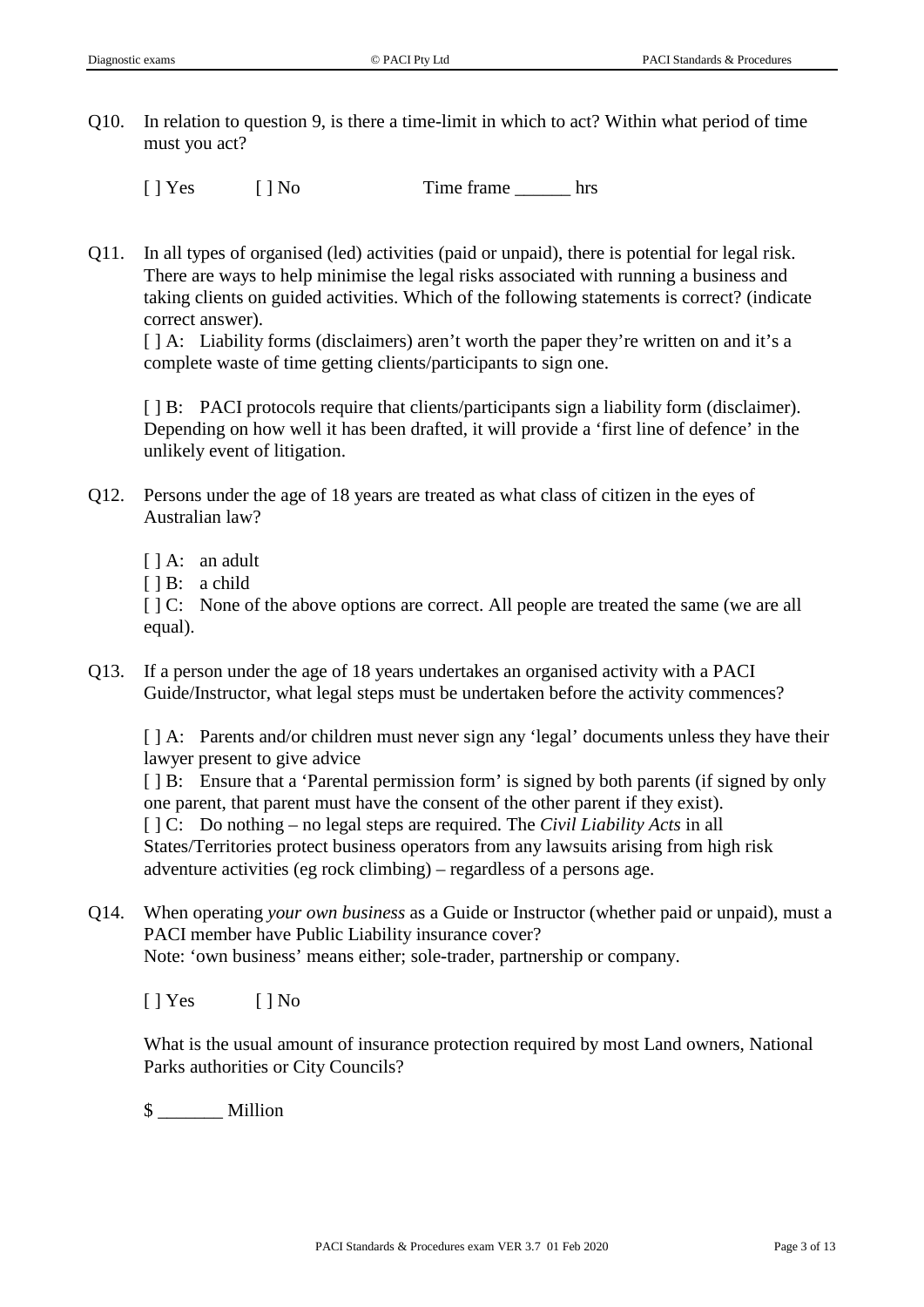Q10. In relation to question 9, is there a time-limit in which to act? Within what period of time must you act?

[ ] Yes [ ] No Time frame ______ hrs

Q11. In all types of organised (led) activities (paid or unpaid), there is potential for legal risk. There are ways to help minimise the legal risks associated with running a business and taking clients on guided activities. Which of the following statements is correct? (indicate correct answer).

[ ] A: Liability forms (disclaimers) aren't worth the paper they're written on and it's a complete waste of time getting clients/participants to sign one.

[ ] B: PACI protocols require that clients/participants sign a liability form (disclaimer). Depending on how well it has been drafted, it will provide a 'first line of defence' in the unlikely event of litigation.

Q12. Persons under the age of 18 years are treated as what class of citizen in the eyes of Australian law?

[ ] A: an adult
[ ] B: a child
[ ] C: None of the above options are correct. All people are treated the same (we are all equal).

Q13. If a person under the age of 18 years undertakes an organised activity with a PACI Guide/Instructor, what legal steps must be undertaken before the activity commences?

[ ] A: Parents and/or children must never sign any 'legal' documents unless they have their lawyer present to give advice
[ ] B: Ensure that a 'Parental permission form' is signed by both parents (if signed by only one parent, that parent must have the consent of the other parent if they exist).
[ ] C: Do nothing – no legal steps are required. The *Civil Liability Acts* in all States/Territories protect business operators from any lawsuits arising from high risk adventure activities (eg rock climbing) – regardless of a persons age.

Q14. When operating *your own business* as a Guide or Instructor (whether paid or unpaid), must a PACI member have Public Liability insurance cover?
Note: 'own business' means either; sole-trader, partnership or company.

[ ] Yes [ ] No

What is the usual amount of insurance protection required by most Land owners, National Parks authorities or City Councils?

$ _______ Million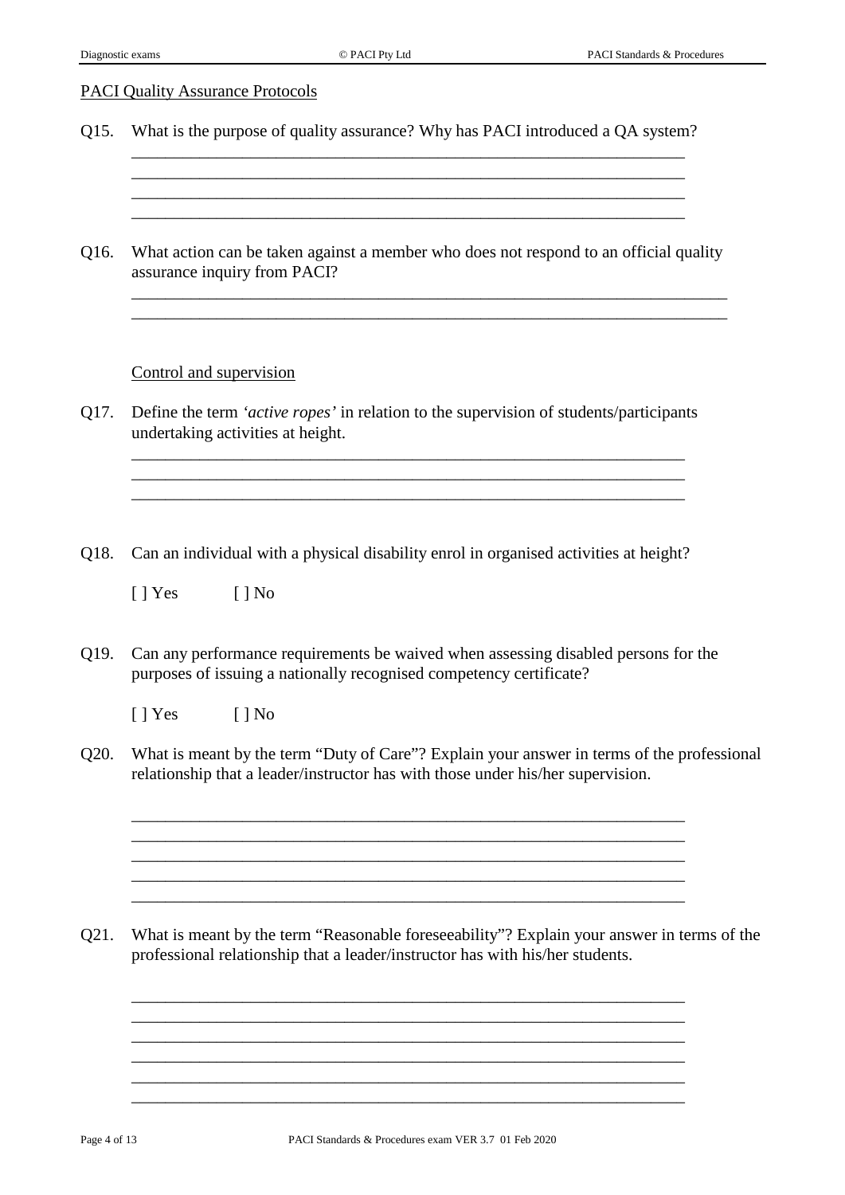PACI Quality Assurance Protocols

Q15. What is the purpose of quality assurance? Why has PACI introduced a QA system?

____________________________________________________________________
____________________________________________________________________
____________________________________________________________________
____________________________________________________________________

Q16. What action can be taken against a member who does not respond to an official quality assurance inquiry from PACI?

________________________________________________________________________
________________________________________________________________________

Control and supervision

Q17. Define the term *'active ropes'* in relation to the supervision of students/participants undertaking activities at height.

____________________________________________________________________
____________________________________________________________________
____________________________________________________________________

Q18. Can an individual with a physical disability enrol in organised activities at height?

[ ] Yes [ ] No

Q19. Can any performance requirements be waived when assessing disabled persons for the purposes of issuing a nationally recognised competency certificate?

[ ] Yes [ ] No

Q20. What is meant by the term "Duty of Care"? Explain your answer in terms of the professional relationship that a leader/instructor has with those under his/her supervision.

____________________________________________________________________
____________________________________________________________________
____________________________________________________________________
____________________________________________________________________
____________________________________________________________________

Q21. What is meant by the term "Reasonable foreseeability"? Explain your answer in terms of the professional relationship that a leader/instructor has with his/her students.

____________________________________________________________________
____________________________________________________________________
____________________________________________________________________
____________________________________________________________________
____________________________________________________________________
____________________________________________________________________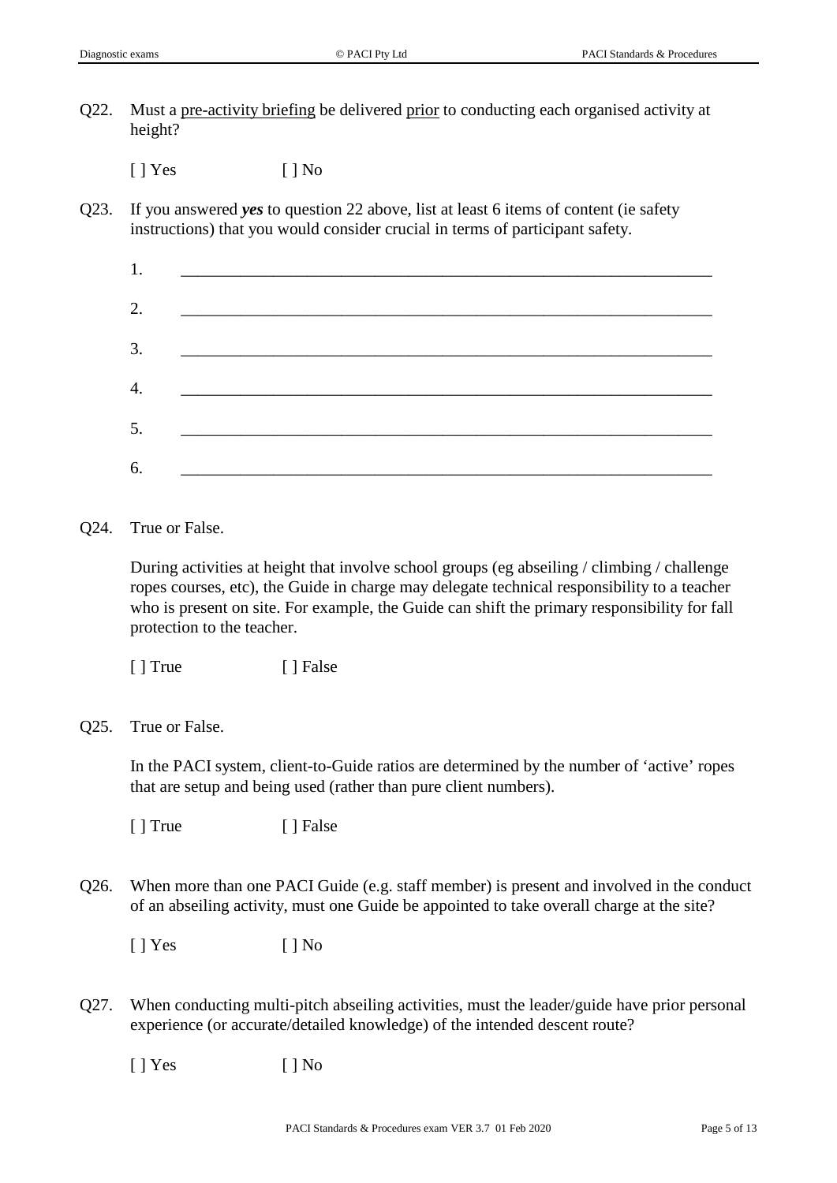Q22. Must a pre-activity briefing be delivered prior to conducting each organised activity at height?

[ ] Yes [ ] No

Q23. If you answered ***yes*** to question 22 above, list at least 6 items of content (ie safety instructions) that you would consider crucial in terms of participant safety.

1. _______________________________________________________________

2. _______________________________________________________________

3. _______________________________________________________________

4. _______________________________________________________________

5. _______________________________________________________________

6. _______________________________________________________________

Q24. True or False.

During activities at height that involve school groups (eg abseiling / climbing / challenge ropes courses, etc), the Guide in charge may delegate technical responsibility to a teacher who is present on site. For example, the Guide can shift the primary responsibility for fall protection to the teacher.

[ ] True [ ] False

Q25. True or False.

In the PACI system, client-to-Guide ratios are determined by the number of 'active' ropes that are setup and being used (rather than pure client numbers).

[ ] True [ ] False

Q26. When more than one PACI Guide (e.g. staff member) is present and involved in the conduct of an abseiling activity, must one Guide be appointed to take overall charge at the site?

[ ] Yes [ ] No

Q27. When conducting multi-pitch abseiling activities, must the leader/guide have prior personal experience (or accurate/detailed knowledge) of the intended descent route?

[ ] Yes [ ] No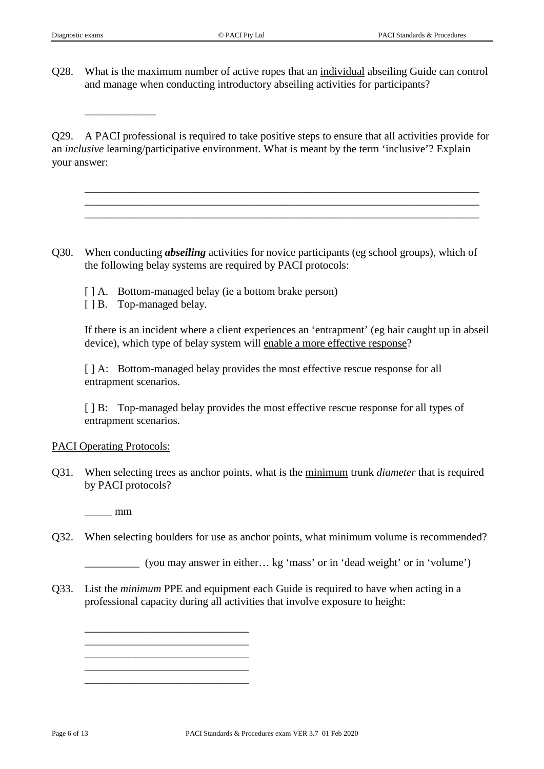Q28. What is the maximum number of active ropes that an <u>individual</u> abseiling Guide can control and manage when conducting introductory abseiling activities for participants?

_____________

Q29. A PACI professional is required to take positive steps to ensure that all activities provide for an *inclusive* learning/participative environment. What is meant by the term 'inclusive'? Explain your answer:

_________________________________________________________________________
_________________________________________________________________________
_________________________________________________________________________

Q30. When conducting ***abseiling*** activities for novice participants (eg school groups), which of the following belay systems are required by PACI protocols:

[ ] A. Bottom-managed belay (ie a bottom brake person)
[ ] B. Top-managed belay.

If there is an incident where a client experiences an 'entrapment' (eg hair caught up in abseil device), which type of belay system will <u>enable a more effective response</u>?

[ ] A: Bottom-managed belay provides the most effective rescue response for all entrapment scenarios.

[ ] B: Top-managed belay provides the most effective rescue response for all types of entrapment scenarios.

<u>PACI Operating Protocols:</u>

Q31. When selecting trees as anchor points, what is the <u>minimum</u> trunk *diameter* that is required by PACI protocols?

_____ mm

Q32. When selecting boulders for use as anchor points, what minimum volume is recommended?

__________ (you may answer in either… kg 'mass' or in 'dead weight' or in 'volume')

Q33. List the *minimum* PPE and equipment each Guide is required to have when acting in a professional capacity during all activities that involve exposure to height:

______________________________
______________________________
______________________________
______________________________
______________________________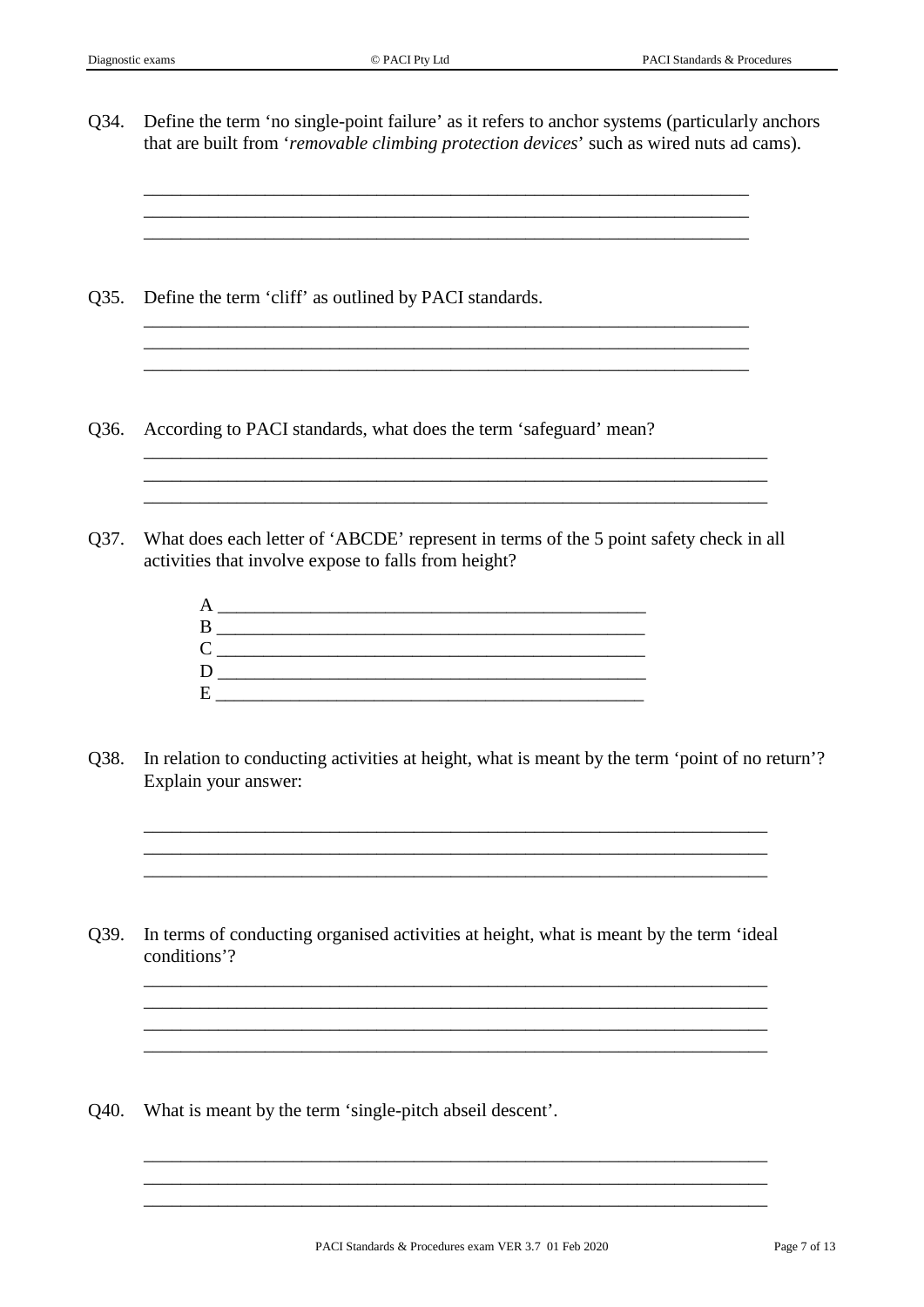Q34. Define the term 'no single-point failure' as it refers to anchor systems (particularly anchors that are built from '*removable climbing protection devices*' such as wired nuts ad cams).

______________________________________________________________________
______________________________________________________________________
______________________________________________________________________

Q35. Define the term 'cliff' as outlined by PACI standards.

______________________________________________________________________
______________________________________________________________________
______________________________________________________________________

Q36. According to PACI standards, what does the term 'safeguard' mean?

______________________________________________________________________
______________________________________________________________________
______________________________________________________________________

Q37. What does each letter of 'ABCDE' represent in terms of the 5 point safety check in all activities that involve expose to falls from height?

A ________________________________________________
B ________________________________________________
C ________________________________________________
D ________________________________________________
E ________________________________________________

Q38. In relation to conducting activities at height, what is meant by the term 'point of no return'? Explain your answer:

______________________________________________________________________
______________________________________________________________________
______________________________________________________________________

Q39. In terms of conducting organised activities at height, what is meant by the term 'ideal conditions'?

______________________________________________________________________
______________________________________________________________________
______________________________________________________________________
______________________________________________________________________

Q40. What is meant by the term 'single-pitch abseil descent'.

______________________________________________________________________
______________________________________________________________________
______________________________________________________________________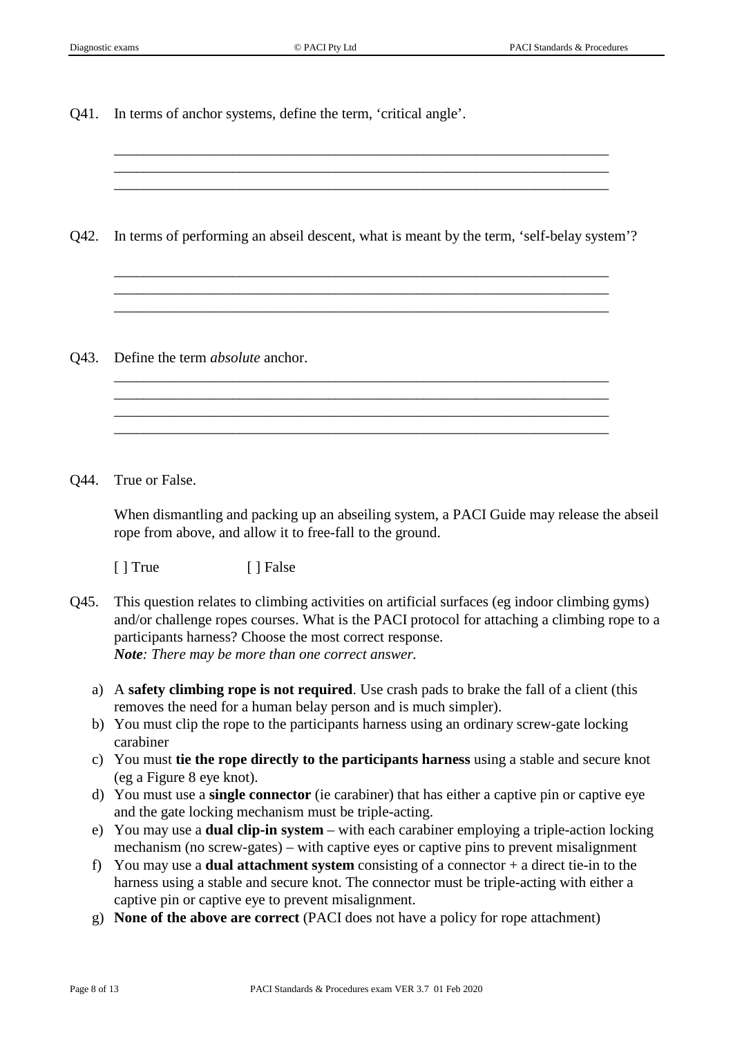Q41. In terms of anchor systems, define the term, ‘critical angle’.

\_\_\_\_\_\_\_\_\_\_\_\_\_\_\_\_\_\_\_\_\_\_\_\_\_\_\_\_\_\_\_\_\_\_\_\_\_\_\_\_\_\_\_\_\_\_\_\_\_\_\_\_\_\_\_\_\_\_\_\_\_\_\_\_\_\_

\_\_\_\_\_\_\_\_\_\_\_\_\_\_\_\_\_\_\_\_\_\_\_\_\_\_\_\_\_\_\_\_\_\_\_\_\_\_\_\_\_\_\_\_\_\_\_\_\_\_\_\_\_\_\_\_\_\_\_\_\_\_\_\_\_\_

\_\_\_\_\_\_\_\_\_\_\_\_\_\_\_\_\_\_\_\_\_\_\_\_\_\_\_\_\_\_\_\_\_\_\_\_\_\_\_\_\_\_\_\_\_\_\_\_\_\_\_\_\_\_\_\_\_\_\_\_\_\_\_\_\_\_

Q42. In terms of performing an abseil descent, what is meant by the term, ‘self-belay system’?

\_\_\_\_\_\_\_\_\_\_\_\_\_\_\_\_\_\_\_\_\_\_\_\_\_\_\_\_\_\_\_\_\_\_\_\_\_\_\_\_\_\_\_\_\_\_\_\_\_\_\_\_\_\_\_\_\_\_\_\_\_\_\_\_\_\_

\_\_\_\_\_\_\_\_\_\_\_\_\_\_\_\_\_\_\_\_\_\_\_\_\_\_\_\_\_\_\_\_\_\_\_\_\_\_\_\_\_\_\_\_\_\_\_\_\_\_\_\_\_\_\_\_\_\_\_\_\_\_\_\_\_\_

\_\_\_\_\_\_\_\_\_\_\_\_\_\_\_\_\_\_\_\_\_\_\_\_\_\_\_\_\_\_\_\_\_\_\_\_\_\_\_\_\_\_\_\_\_\_\_\_\_\_\_\_\_\_\_\_\_\_\_\_\_\_\_\_\_\_

Q43. Define the term *absolute* anchor.

\_\_\_\_\_\_\_\_\_\_\_\_\_\_\_\_\_\_\_\_\_\_\_\_\_\_\_\_\_\_\_\_\_\_\_\_\_\_\_\_\_\_\_\_\_\_\_\_\_\_\_\_\_\_\_\_\_\_\_\_\_\_\_\_\_\_

\_\_\_\_\_\_\_\_\_\_\_\_\_\_\_\_\_\_\_\_\_\_\_\_\_\_\_\_\_\_\_\_\_\_\_\_\_\_\_\_\_\_\_\_\_\_\_\_\_\_\_\_\_\_\_\_\_\_\_\_\_\_\_\_\_\_

\_\_\_\_\_\_\_\_\_\_\_\_\_\_\_\_\_\_\_\_\_\_\_\_\_\_\_\_\_\_\_\_\_\_\_\_\_\_\_\_\_\_\_\_\_\_\_\_\_\_\_\_\_\_\_\_\_\_\_\_\_\_\_\_\_\_

\_\_\_\_\_\_\_\_\_\_\_\_\_\_\_\_\_\_\_\_\_\_\_\_\_\_\_\_\_\_\_\_\_\_\_\_\_\_\_\_\_\_\_\_\_\_\_\_\_\_\_\_\_\_\_\_\_\_\_\_\_\_\_\_\_\_

Q44. True or False.

When dismantling and packing up an abseiling system, a PACI Guide may release the abseil rope from above, and allow it to free-fall to the ground.

[ ] True [ ] False

Q45. This question relates to climbing activities on artificial surfaces (eg indoor climbing gyms) and/or challenge ropes courses. What is the PACI protocol for attaching a climbing rope to a participants harness? Choose the most correct response.
***Note**: There may be more than one correct answer.*

a) A **safety climbing rope is not required**. Use crash pads to brake the fall of a client (this removes the need for a human belay person and is much simpler).
b) You must clip the rope to the participants harness using an ordinary screw-gate locking carabiner
c) You must **tie the rope directly to the participants harness** using a stable and secure knot (eg a Figure 8 eye knot).
d) You must use a **single connector** (ie carabiner) that has either a captive pin or captive eye and the gate locking mechanism must be triple-acting.
e) You may use a **dual clip-in system** – with each carabiner employing a triple-action locking mechanism (no screw-gates) – with captive eyes or captive pins to prevent misalignment
f) You may use a **dual attachment system** consisting of a connector + a direct tie-in to the harness using a stable and secure knot. The connector must be triple-acting with either a captive pin or captive eye to prevent misalignment.
g) **None of the above are correct** (PACI does not have a policy for rope attachment)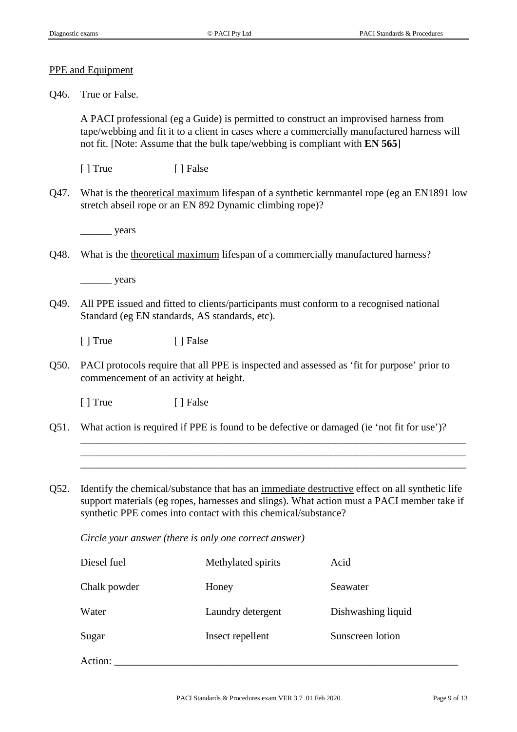<u>PPE and Equipment</u>

Q46. True or False.

A PACI professional (eg a Guide) is permitted to construct an improvised harness from tape/webbing and fit it to a client in cases where a commercially manufactured harness will not fit. [Note: Assume that the bulk tape/webbing is compliant with **EN 565**]

[ ] True [ ] False

Q47. What is the <u>theoretical maximum</u> lifespan of a synthetic kernmantel rope (eg an EN1891 low stretch abseil rope or an EN 892 Dynamic climbing rope)?

______ years

Q48. What is the <u>theoretical maximum</u> lifespan of a commercially manufactured harness?

______ years

Q49. All PPE issued and fitted to clients/participants must conform to a recognised national Standard (eg EN standards, AS standards, etc).

[ ] True [ ] False

Q50. PACI protocols require that all PPE is inspected and assessed as 'fit for purpose' prior to commencement of an activity at height.

[ ] True [ ] False

Q51. What action is required if PPE is found to be defective or damaged (ie 'not fit for use')?

_____________________________________________________________________________

_____________________________________________________________________________

_____________________________________________________________________________

Q52. Identify the chemical/substance that has an <u>immediate destructive</u> effect on all synthetic life support materials (eg ropes, harnesses and slings). What action must a PACI member take if synthetic PPE comes into contact with this chemical/substance?

*Circle your answer (there is only one correct answer)*

| | | |
|---|---|---|
| Diesel fuel | Methylated spirits | Acid |
| Chalk powder | Honey | Seawater |
| Water | Laundry detergent | Dishwashing liquid |
| Sugar | Insect repellent | Sunscreen lotion |

Action: _____________________________________________________________________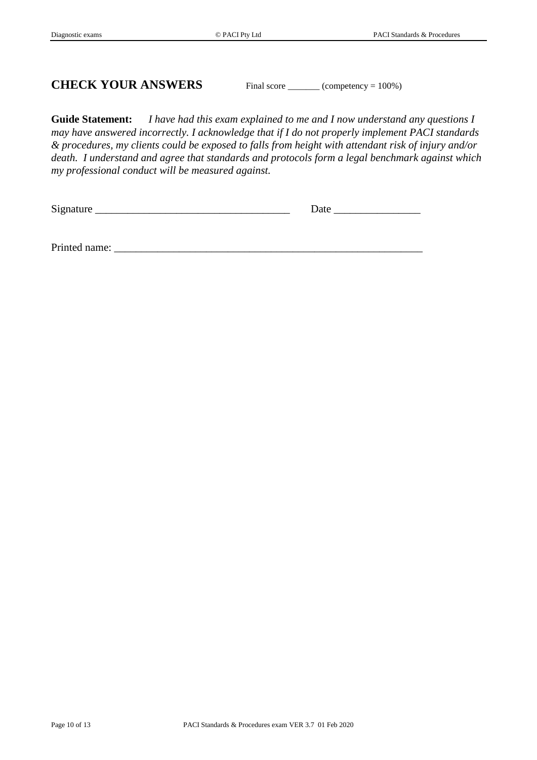## CHECK YOUR ANSWERS

Final score _______ (competency = 100%)

**Guide Statement:** *I have had this exam explained to me and I now understand any questions I may have answered incorrectly. I acknowledge that if I do not properly implement PACI standards & procedures, my clients could be exposed to falls from height with attendant risk of injury and/or death. I understand and agree that standards and protocols form a legal benchmark against which my professional conduct will be measured against.*

Signature ___________________________________ Date ________________

Printed name: _________________________________________________________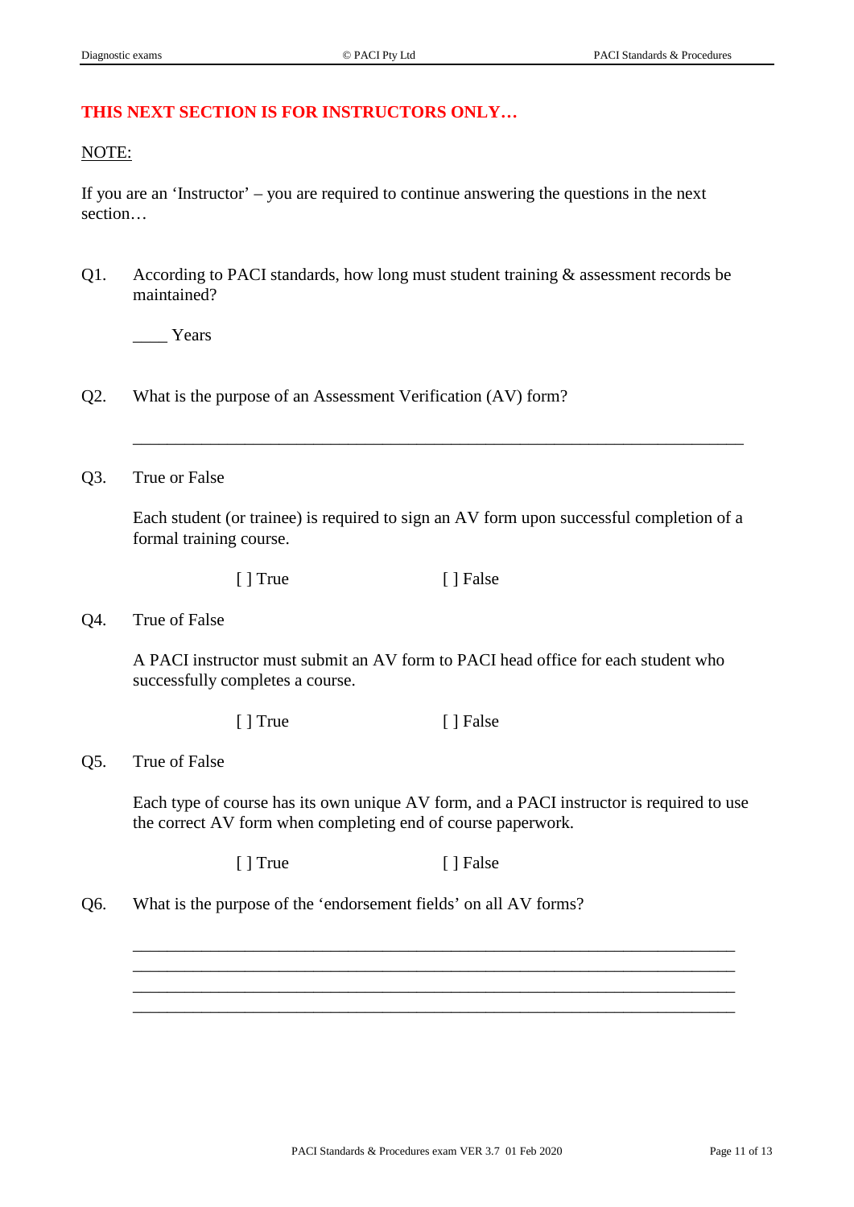**THIS NEXT SECTION IS FOR INSTRUCTORS ONLY…**

NOTE:

If you are an 'Instructor' – you are required to continue answering the questions in the next section…

Q1. According to PACI standards, how long must student training & assessment records be maintained?

____ Years

Q2. What is the purpose of an Assessment Verification (AV) form?

___________________________________________________________________________

Q3. True or False

Each student (or trainee) is required to sign an AV form upon successful completion of a formal training course.

[ ] True [ ] False

Q4. True of False

A PACI instructor must submit an AV form to PACI head office for each student who successfully completes a course.

[ ] True [ ] False

Q5. True of False

Each type of course has its own unique AV form, and a PACI instructor is required to use the correct AV form when completing end of course paperwork.

[ ] True [ ] False

Q6. What is the purpose of the 'endorsement fields' on all AV forms?

___________________________________________________________________________
___________________________________________________________________________
___________________________________________________________________________
___________________________________________________________________________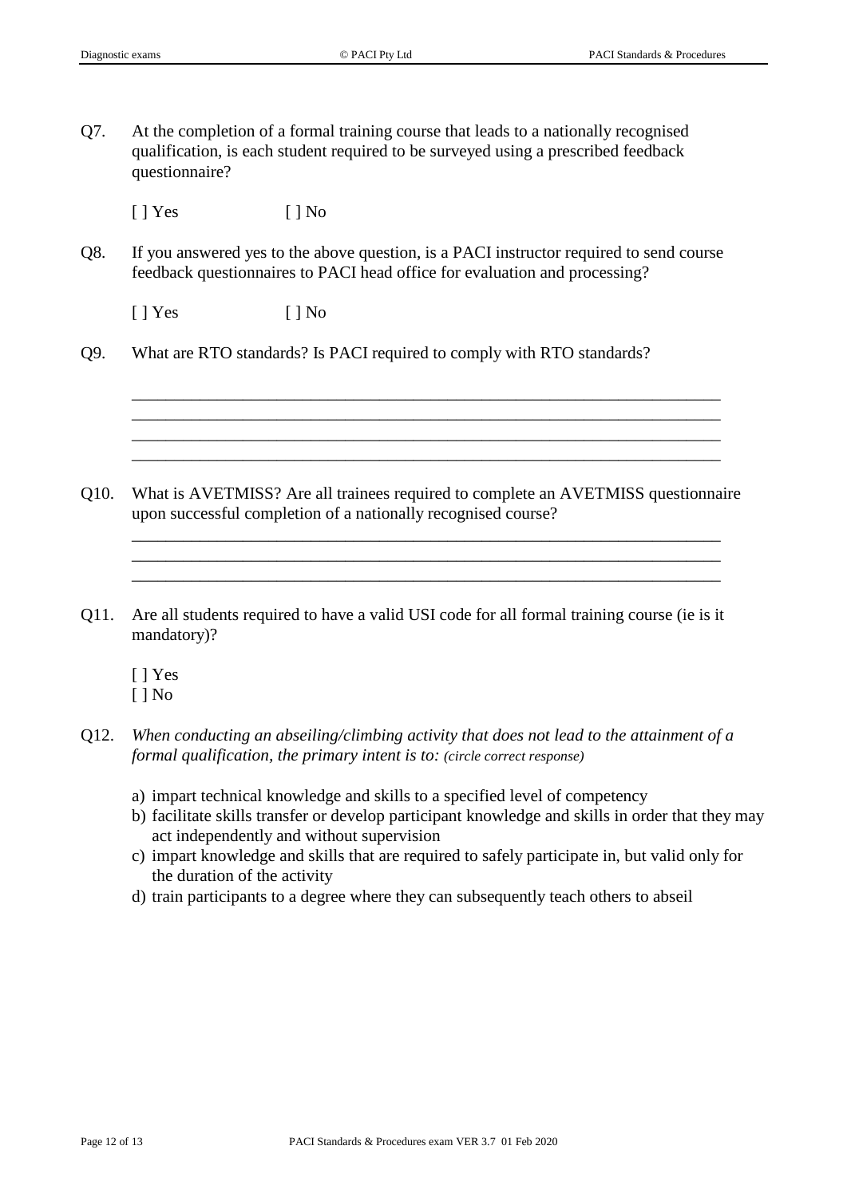Q7. At the completion of a formal training course that leads to a nationally recognised qualification, is each student required to be surveyed using a prescribed feedback questionnaire?

[ ] Yes [ ] No

Q8. If you answered yes to the above question, is a PACI instructor required to send course feedback questionnaires to PACI head office for evaluation and processing?

[ ] Yes [ ] No

Q9. What are RTO standards? Is PACI required to comply with RTO standards?

______________________________________________________________________________
______________________________________________________________________________
______________________________________________________________________________
______________________________________________________________________________

Q10. What is AVETMISS? Are all trainees required to complete an AVETMISS questionnaire upon successful completion of a nationally recognised course?

______________________________________________________________________________
______________________________________________________________________________
______________________________________________________________________________

Q11. Are all students required to have a valid USI code for all formal training course (ie is it mandatory)?

[ ] Yes
[ ] No

Q12. *When conducting an abseiling/climbing activity that does not lead to the attainment of a formal qualification, the primary intent is to: (circle correct response)*

a) impart technical knowledge and skills to a specified level of competency
b) facilitate skills transfer or develop participant knowledge and skills in order that they may act independently and without supervision
c) impart knowledge and skills that are required to safely participate in, but valid only for the duration of the activity
d) train participants to a degree where they can subsequently teach others to abseil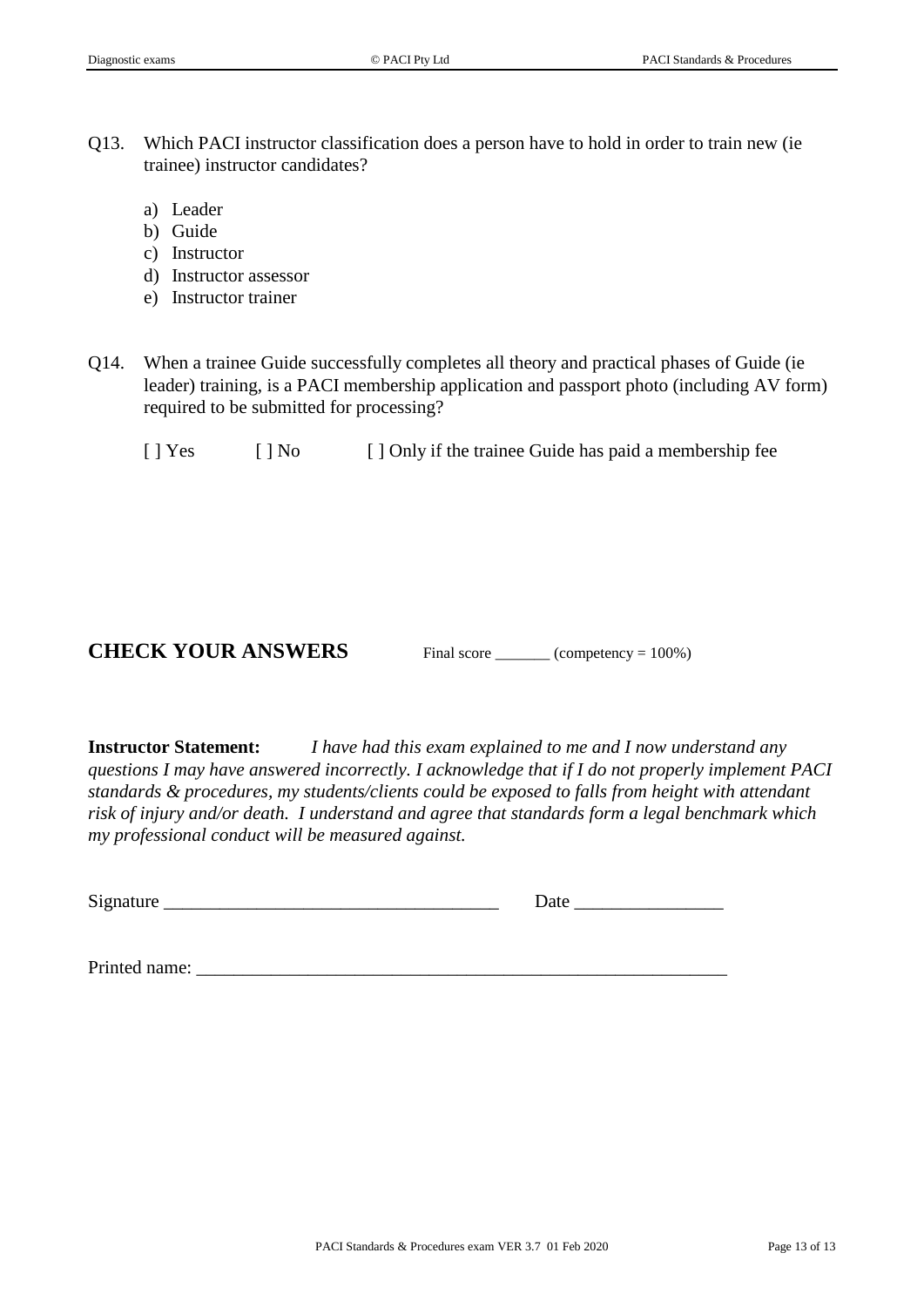Q13. Which PACI instructor classification does a person have to hold in order to train new (ie trainee) instructor candidates?

a) Leader
b) Guide
c) Instructor
d) Instructor assessor
e) Instructor trainer

Q14. When a trainee Guide successfully completes all theory and practical phases of Guide (ie leader) training, is a PACI membership application and passport photo (including AV form) required to be submitted for processing?

[ ] Yes [ ] No [ ] Only if the trainee Guide has paid a membership fee

## CHECK YOUR ANSWERS

Final score _______ (competency = 100%)

**Instructor Statement:** *I have had this exam explained to me and I now understand any questions I may have answered incorrectly. I acknowledge that if I do not properly implement PACI standards & procedures, my students/clients could be exposed to falls from height with attendant risk of injury and/or death. I understand and agree that standards form a legal benchmark which my professional conduct will be measured against.*

Signature ___________________________________ Date ________________

Printed name: _________________________________________________________